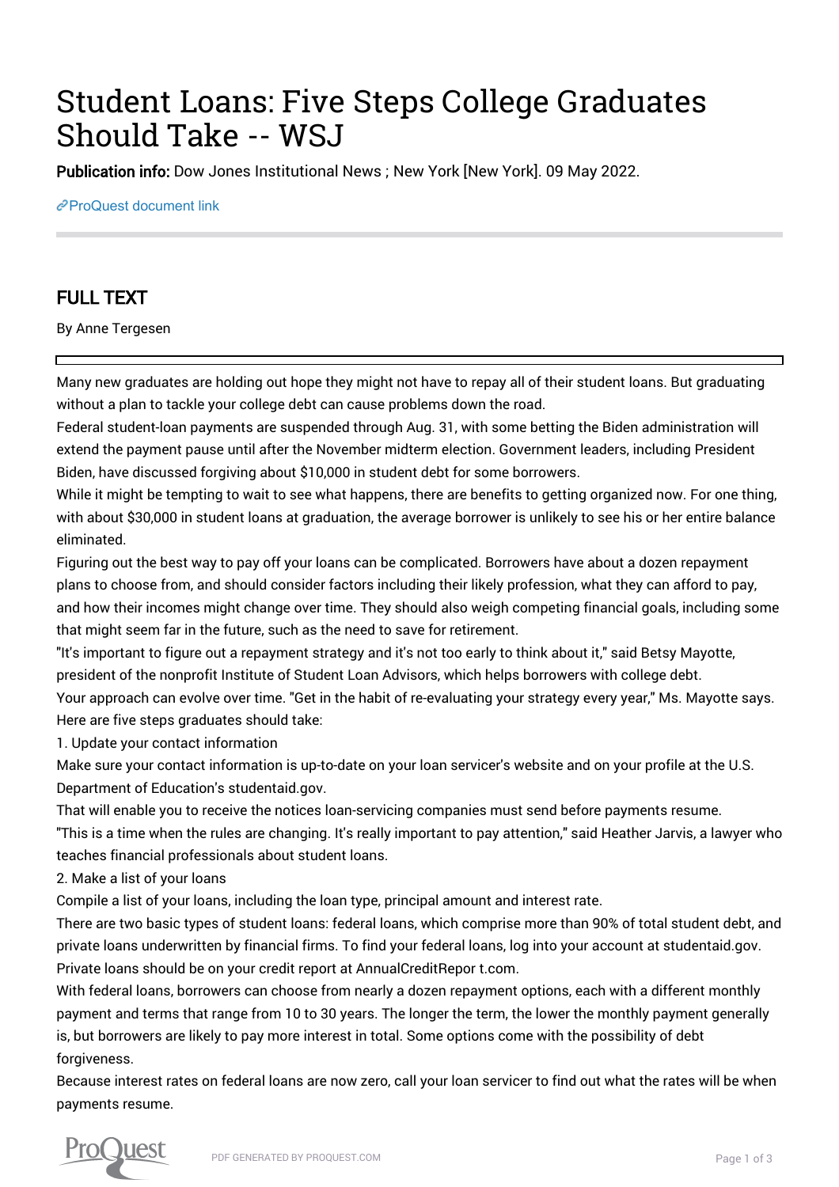# Student Loans: Five Steps College Graduates Should Take -- WSJ

**Publication info:** Dow Jones Institutional News ; New York [New York]. 09 May 2022.

ProQuest document link

## FULL TEXT

By Anne Tergesen

Many new graduates are holding out hope they might not have to repay all of their student loans. But graduating without a plan to tackle your college debt can cause problems down the road.

Federal student-loan payments are suspended through Aug. 31, with some betting the Biden administration will extend the payment pause until after the November midterm election. Government leaders, including President Biden, have discussed forgiving about $10,000 in student debt for some borrowers.

While it might be tempting to wait to see what happens, there are benefits to getting organized now. For one thing, with about $30,000 in student loans at graduation, the average borrower is unlikely to see his or her entire balance eliminated.

Figuring out the best way to pay off your loans can be complicated. Borrowers have about a dozen repayment plans to choose from, and should consider factors including their likely profession, what they can afford to pay, and how their incomes might change over time. They should also weigh competing financial goals, including some that might seem far in the future, such as the need to save for retirement.

"It's important to figure out a repayment strategy and it's not too early to think about it," said Betsy Mayotte, president of the nonprofit Institute of Student Loan Advisors, which helps borrowers with college debt.

Your approach can evolve over time. "Get in the habit of re-evaluating your strategy every year," Ms. Mayotte says.

Here are five steps graduates should take:

1. Update your contact information

Make sure your contact information is up-to-date on your loan servicer's website and on your profile at the U.S. Department of Education's studentaid.gov.

That will enable you to receive the notices loan-servicing companies must send before payments resume.

"This is a time when the rules are changing. It's really important to pay attention," said Heather Jarvis, a lawyer who teaches financial professionals about student loans.

2. Make a list of your loans

Compile a list of your loans, including the loan type, principal amount and interest rate.

There are two basic types of student loans: federal loans, which comprise more than 90% of total student debt, and private loans underwritten by financial firms. To find your federal loans, log into your account at studentaid.gov. Private loans should be on your credit report at AnnualCreditRepor t.com.

With federal loans, borrowers can choose from nearly a dozen repayment options, each with a different monthly payment and terms that range from 10 to 30 years. The longer the term, the lower the monthly payment generally is, but borrowers are likely to pay more interest in total. Some options come with the possibility of debt forgiveness.

Because interest rates on federal loans are now zero, call your loan servicer to find out what the rates will be when payments resume.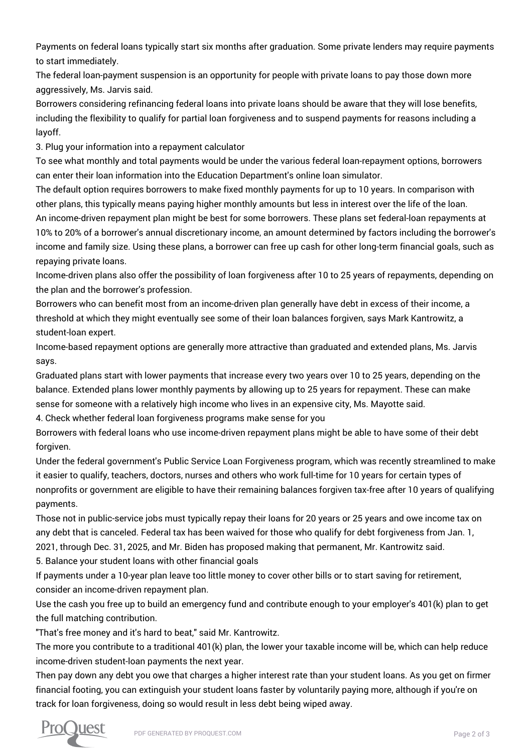Payments on federal loans typically start six months after graduation. Some private lenders may require payments to start immediately.

The federal loan-payment suspension is an opportunity for people with private loans to pay those down more aggressively, Ms. Jarvis said.

Borrowers considering refinancing federal loans into private loans should be aware that they will lose benefits, including the flexibility to qualify for partial loan forgiveness and to suspend payments for reasons including a layoff.

3. Plug your information into a repayment calculator

To see what monthly and total payments would be under the various federal loan-repayment options, borrowers can enter their loan information into the Education Department's online loan simulator.

The default option requires borrowers to make fixed monthly payments for up to 10 years. In comparison with other plans, this typically means paying higher monthly amounts but less in interest over the life of the loan.

An income-driven repayment plan might be best for some borrowers. These plans set federal-loan repayments at 10% to 20% of a borrower's annual discretionary income, an amount determined by factors including the borrower's income and family size. Using these plans, a borrower can free up cash for other long-term financial goals, such as repaying private loans.

Income-driven plans also offer the possibility of loan forgiveness after 10 to 25 years of repayments, depending on the plan and the borrower's profession.

Borrowers who can benefit most from an income-driven plan generally have debt in excess of their income, a threshold at which they might eventually see some of their loan balances forgiven, says Mark Kantrowitz, a student-loan expert.

Income-based repayment options are generally more attractive than graduated and extended plans, Ms. Jarvis says.

Graduated plans start with lower payments that increase every two years over 10 to 25 years, depending on the balance. Extended plans lower monthly payments by allowing up to 25 years for repayment. These can make sense for someone with a relatively high income who lives in an expensive city, Ms. Mayotte said.

4. Check whether federal loan forgiveness programs make sense for you

Borrowers with federal loans who use income-driven repayment plans might be able to have some of their debt forgiven.

Under the federal government's Public Service Loan Forgiveness program, which was recently streamlined to make it easier to qualify, teachers, doctors, nurses and others who work full-time for 10 years for certain types of nonprofits or government are eligible to have their remaining balances forgiven tax-free after 10 years of qualifying payments.

Those not in public-service jobs must typically repay their loans for 20 years or 25 years and owe income tax on any debt that is canceled. Federal tax has been waived for those who qualify for debt forgiveness from Jan. 1, 2021, through Dec. 31, 2025, and Mr. Biden has proposed making that permanent, Mr. Kantrowitz said.

5. Balance your student loans with other financial goals

If payments under a 10-year plan leave too little money to cover other bills or to start saving for retirement, consider an income-driven repayment plan.

Use the cash you free up to build an emergency fund and contribute enough to your employer's 401(k) plan to get the full matching contribution.

"That's free money and it's hard to beat," said Mr. Kantrowitz.

The more you contribute to a traditional 401(k) plan, the lower your taxable income will be, which can help reduce income-driven student-loan payments the next year.

Then pay down any debt you owe that charges a higher interest rate than your student loans. As you get on firmer financial footing, you can extinguish your student loans faster by voluntarily paying more, although if you're on track for loan forgiveness, doing so would result in less debt being wiped away.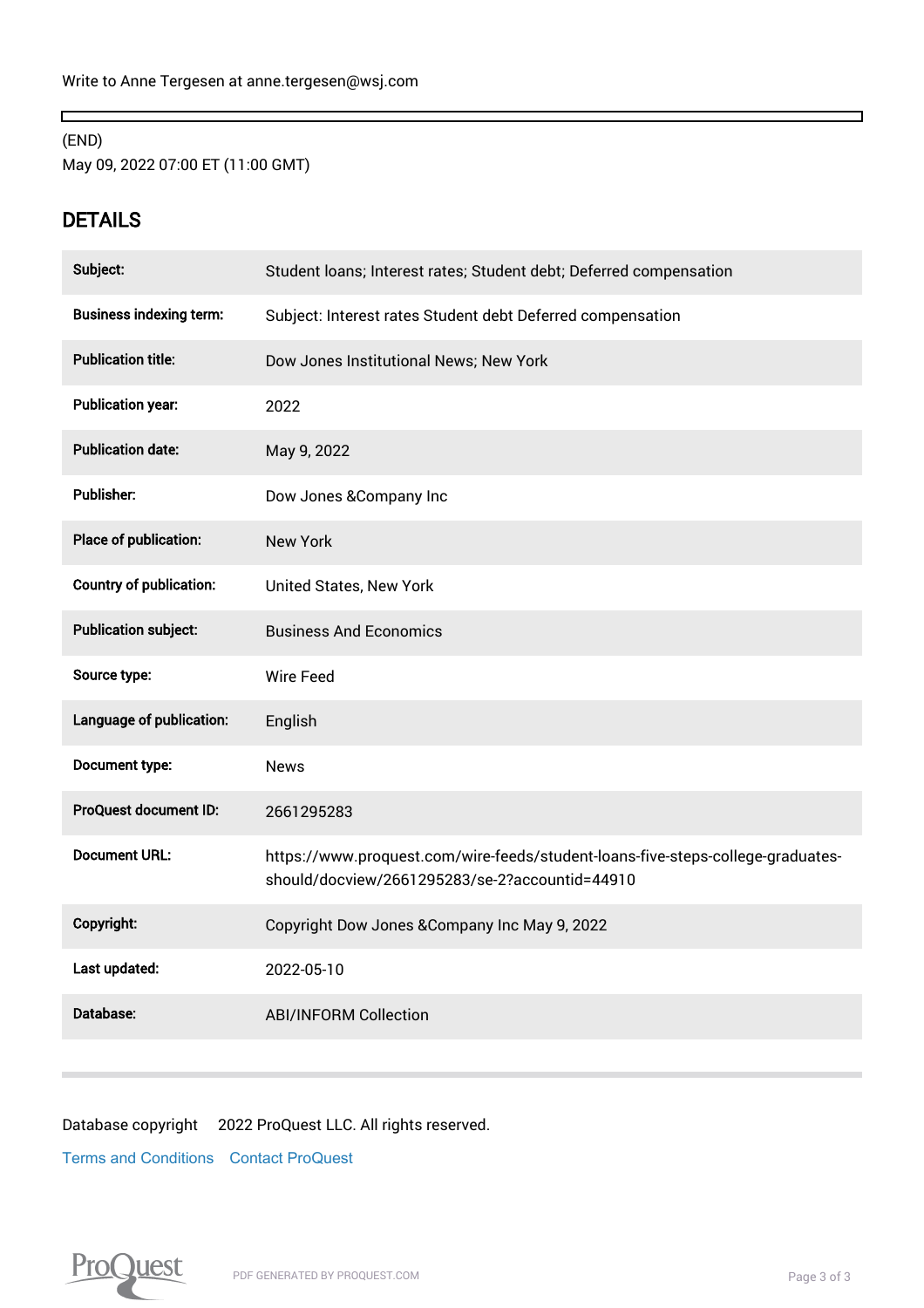Write to Anne Tergesen at anne.tergesen@wsj.com

---

(END)

May 09, 2022 07:00 ET (11:00 GMT)

## DETAILS

| | |
|---|---|
| **Subject:** | Student loans; Interest rates; Student debt; Deferred compensation |
| **Business indexing term:** | Subject: Interest rates Student debt Deferred compensation |
| **Publication title:** | Dow Jones Institutional News; New York |
| **Publication year:** | 2022 |
| **Publication date:** | May 9, 2022 |
| **Publisher:** | Dow Jones &Company Inc |
| **Place of publication:** | New York |
| **Country of publication:** | United States, New York |
| **Publication subject:** | Business And Economics |
| **Source type:** | Wire Feed |
| **Language of publication:** | English |
| **Document type:** | News |
| **ProQuest document ID:** | 2661295283 |
| **Document URL:** | https://www.proquest.com/wire-feeds/student-loans-five-steps-college-graduates-should/docview/2661295283/se-2?accountid=44910 |
| **Copyright:** | Copyright Dow Jones &Company Inc May 9, 2022 |
| **Last updated:** | 2022-05-10 |
| **Database:** | ABI/INFORM Collection |

---

Database copyright  2022 ProQuest LLC. All rights reserved.

Terms and Conditions  Contact ProQuest